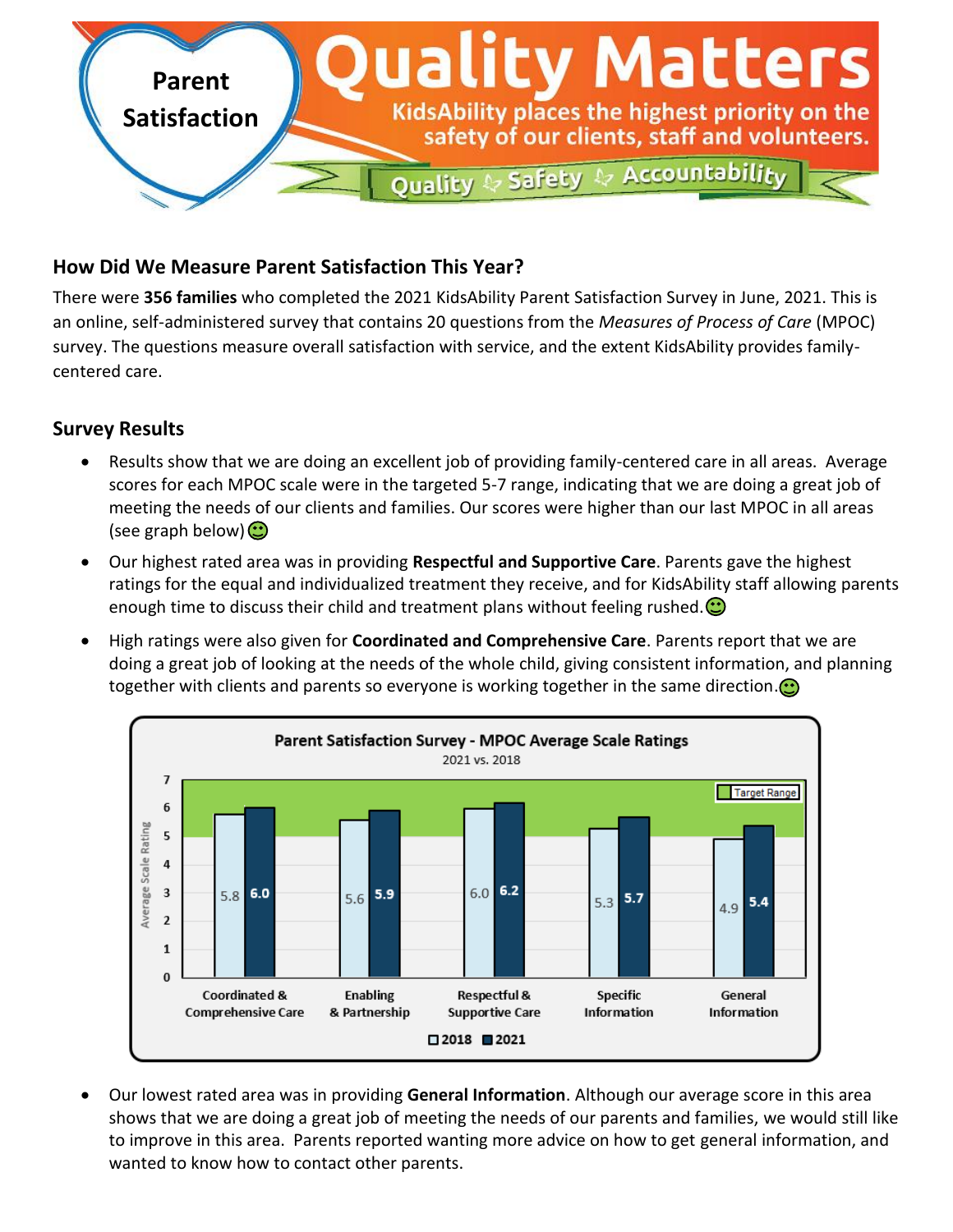# Parent Satisfaction

# Quality Matters

KidsAbility places the highest priority on the safety of our clients, staff and volunteers.

Quality · Safety · Accountability

## How Did We Measure Parent Satisfaction This Year?

There were **356 families** who completed the 2021 KidsAbility Parent Satisfaction Survey in June, 2021. This is an online, self-administered survey that contains 20 questions from the *Measures of Process of Care* (MPOC) survey. The questions measure overall satisfaction with service, and the extent KidsAbility provides family-centered care.

## Survey Results

- Results show that we are doing an excellent job of providing family-centered care in all areas. Average scores for each MPOC scale were in the targeted 5-7 range, indicating that we are doing a great job of meeting the needs of our clients and families. Our scores were higher than our last MPOC in all areas (see graph below) ☺
- Our highest rated area was in providing **Respectful and Supportive Care**. Parents gave the highest ratings for the equal and individualized treatment they receive, and for KidsAbility staff allowing parents enough time to discuss their child and treatment plans without feeling rushed. ☺
- High ratings were also given for **Coordinated and Comprehensive Care**. Parents report that we are doing a great job of looking at the needs of the whole child, giving consistent information, and planning together with clients and parents so everyone is working together in the same direction. ☺

**Parent Satisfaction Survey - MPOC Average Scale Ratings**
2021 vs. 2018

| Scale | 2018 | 2021 |
|---|---|---|
| Coordinated & Comprehensive Care | 5.8 | 6.0 |
| Enabling & Partnership | 5.6 | 5.9 |
| Respectful & Supportive Care | 6.0 | 6.2 |
| Specific Information | 5.3 | 5.7 |
| General Information | 4.9 | 5.4 |

Target Range: 5–7 (Average Scale Rating)

- Our lowest rated area was in providing **General Information**. Although our average score in this area shows that we are doing a great job of meeting the needs of our parents and families, we would still like to improve in this area. Parents reported wanting more advice on how to get general information, and wanted to know how to contact other parents.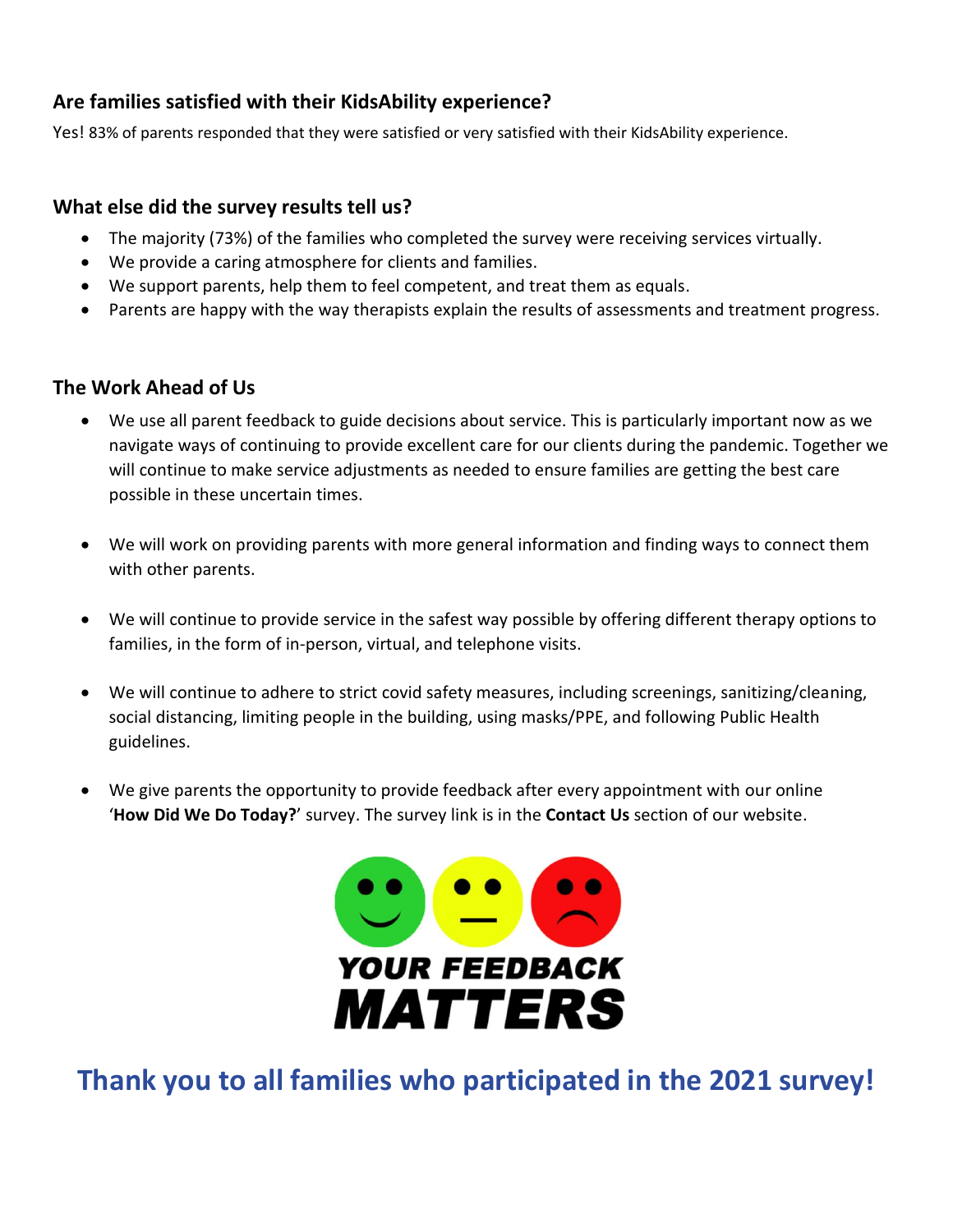### Are families satisfied with their KidsAbility experience?

Yes! 83% of parents responded that they were satisfied or very satisfied with their KidsAbility experience.

### What else did the survey results tell us?

- The majority (73%) of the families who completed the survey were receiving services virtually.
- We provide a caring atmosphere for clients and families.
- We support parents, help them to feel competent, and treat them as equals.
- Parents are happy with the way therapists explain the results of assessments and treatment progress.

### The Work Ahead of Us

- We use all parent feedback to guide decisions about service. This is particularly important now as we navigate ways of continuing to provide excellent care for our clients during the pandemic. Together we will continue to make service adjustments as needed to ensure families are getting the best care possible in these uncertain times.
- We will work on providing parents with more general information and finding ways to connect them with other parents.
- We will continue to provide service in the safest way possible by offering different therapy options to families, in the form of in-person, virtual, and telephone visits.
- We will continue to adhere to strict covid safety measures, including screenings, sanitizing/cleaning, social distancing, limiting people in the building, using masks/PPE, and following Public Health guidelines.
- We give parents the opportunity to provide feedback after every appointment with our online '**How Did We Do Today?**' survey. The survey link is in the **Contact Us** section of our website.

**YOUR FEEDBACK MATTERS**

## Thank you to all families who participated in the 2021 survey!